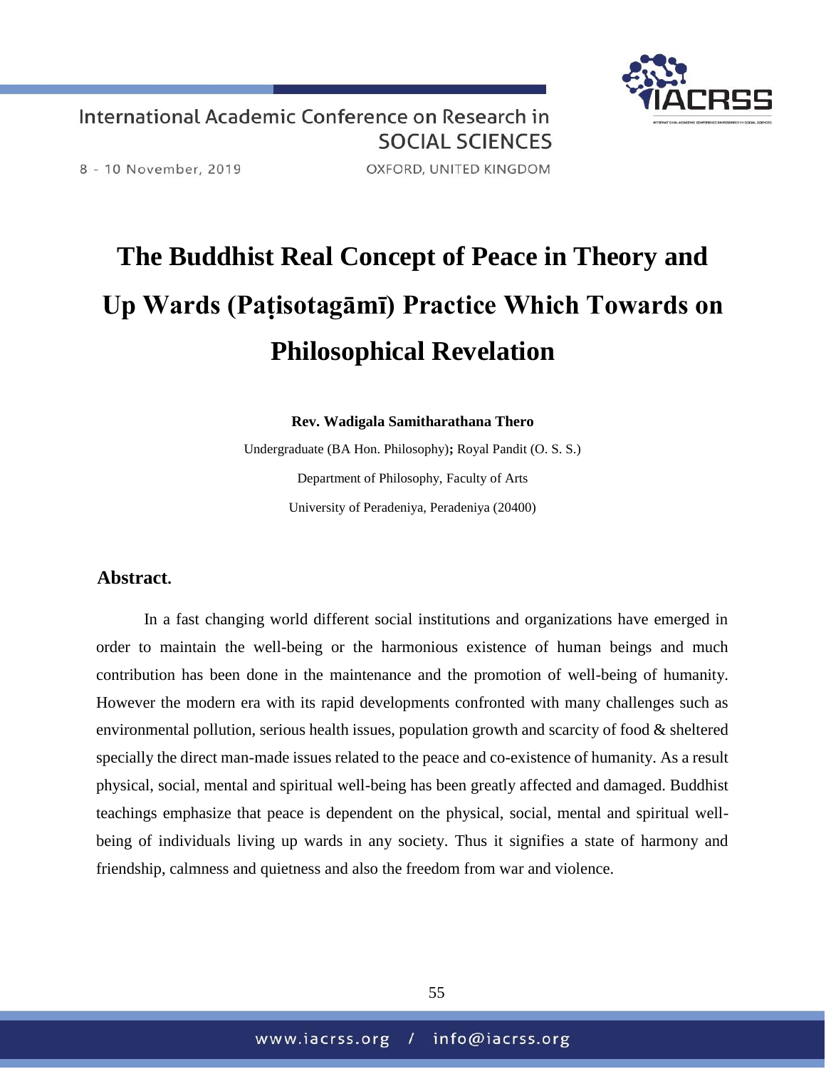# The Buddhist Real Concept of Peace in Theory and Up Wards (Paṭisotagāmī) Practice Which Towards on Philosophical Revelation

**Rev. Wadigala Samitharathana Thero**

Undergraduate (BA Hon. Philosophy)**;** Royal Pandit (O. S. S.)

Department of Philosophy, Faculty of Arts

University of Peradeniya, Peradeniya (20400)

## Abstract.

In a fast changing world different social institutions and organizations have emerged in order to maintain the well-being or the harmonious existence of human beings and much contribution has been done in the maintenance and the promotion of well-being of humanity. However the modern era with its rapid developments confronted with many challenges such as environmental pollution, serious health issues, population growth and scarcity of food & sheltered specially the direct man-made issues related to the peace and co-existence of humanity. As a result physical, social, mental and spiritual well-being has been greatly affected and damaged. Buddhist teachings emphasize that peace is dependent on the physical, social, mental and spiritual well-being of individuals living up wards in any society. Thus it signifies a state of harmony and friendship, calmness and quietness and also the freedom from war and violence.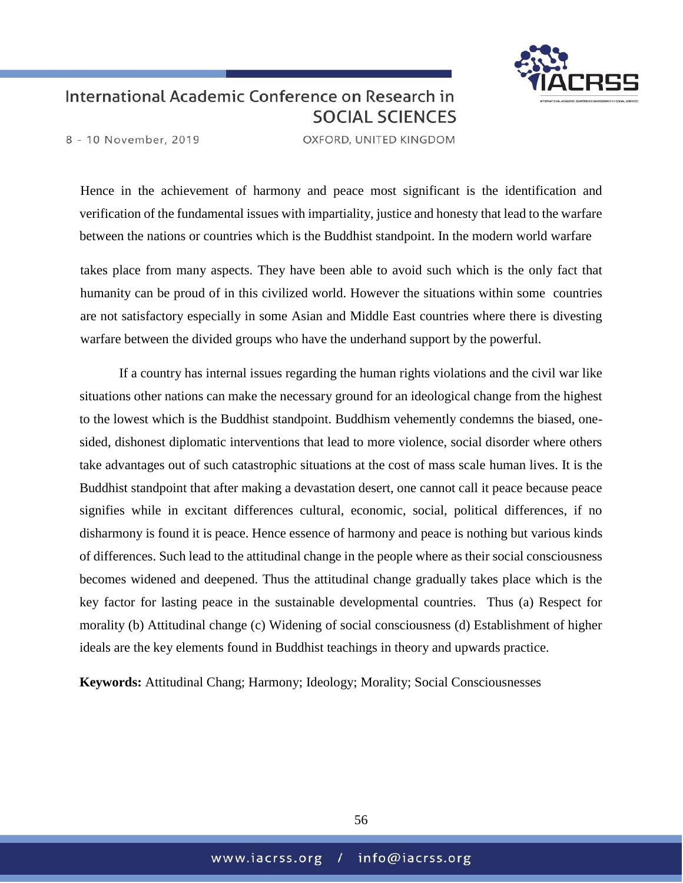Hence in the achievement of harmony and peace most significant is the identification and verification of the fundamental issues with impartiality, justice and honesty that lead to the warfare between the nations or countries which is the Buddhist standpoint. In the modern world warfare takes place from many aspects. They have been able to avoid such which is the only fact that humanity can be proud of in this civilized world. However the situations within some countries are not satisfactory especially in some Asian and Middle East countries where there is divesting warfare between the divided groups who have the underhand support by the powerful.

If a country has internal issues regarding the human rights violations and the civil war like situations other nations can make the necessary ground for an ideological change from the highest to the lowest which is the Buddhist standpoint. Buddhism vehemently condemns the biased, one-sided, dishonest diplomatic interventions that lead to more violence, social disorder where others take advantages out of such catastrophic situations at the cost of mass scale human lives. It is the Buddhist standpoint that after making a devastation desert, one cannot call it peace because peace signifies while in excitant differences cultural, economic, social, political differences, if no disharmony is found it is peace. Hence essence of harmony and peace is nothing but various kinds of differences. Such lead to the attitudinal change in the people where as their social consciousness becomes widened and deepened. Thus the attitudinal change gradually takes place which is the key factor for lasting peace in the sustainable developmental countries. Thus (a) Respect for morality (b) Attitudinal change (c) Widening of social consciousness (d) Establishment of higher ideals are the key elements found in Buddhist teachings in theory and upwards practice.

**Keywords:** Attitudinal Chang; Harmony; Ideology; Morality; Social Consciousnesses